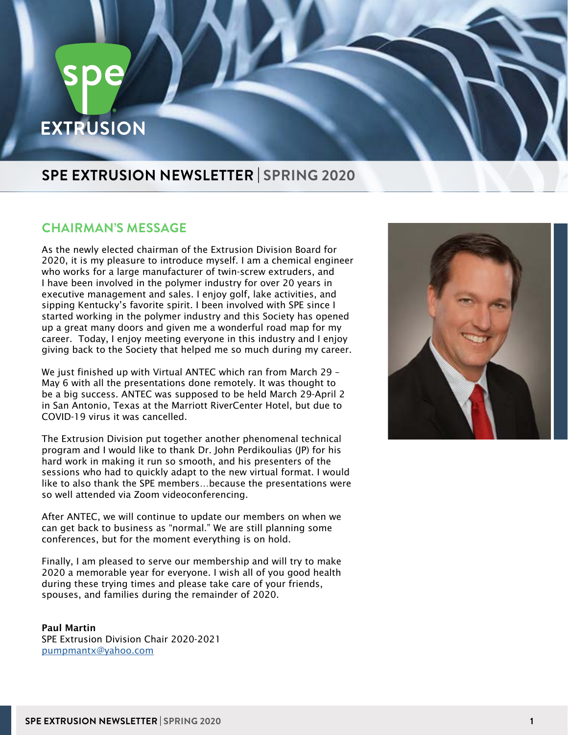# SPE EXTRUSION NEWSLETTER | SPRING 2020

## CHAIRMAN'S MESSAGE

As the newly elected chairman of the Extrusion Division Board for 2020, it is my pleasure to introduce myself. I am a chemical engineer who works for a large manufacturer of twin-screw extruders, and I have been involved in the polymer industry for over 20 years in executive management and sales. I enjoy golf, lake activities, and sipping Kentucky's favorite spirit. I been involved with SPE since I started working in the polymer industry and this Society has opened up a great many doors and given me a wonderful road map for my career. Today, I enjoy meeting everyone in this industry and I enjoy giving back to the Society that helped me so much during my career.

We just finished up with Virtual ANTEC which ran from March 29 – May 6 with all the presentations done remotely. It was thought to be a big success. ANTEC was supposed to be held March 29-April 2 in San Antonio, Texas at the Marriott RiverCenter Hotel, but due to COVID-19 virus it was cancelled.

The Extrusion Division put together another phenomenal technical program and I would like to thank Dr. John Perdikoulias (JP) for his hard work in making it run so smooth, and his presenters of the sessions who had to quickly adapt to the new virtual format. I would like to also thank the SPE members…because the presentations were so well attended via Zoom videoconferencing.

After ANTEC, we will continue to update our members on when we can get back to business as "normal." We are still planning some conferences, but for the moment everything is on hold.

Finally, I am pleased to serve our membership and will try to make 2020 a memorable year for everyone. I wish all of you good health during these trying times and please take care of your friends, spouses, and families during the remainder of 2020.

**Paul Martin**
SPE Extrusion Division Chair 2020-2021
pumpmantx@yahoo.com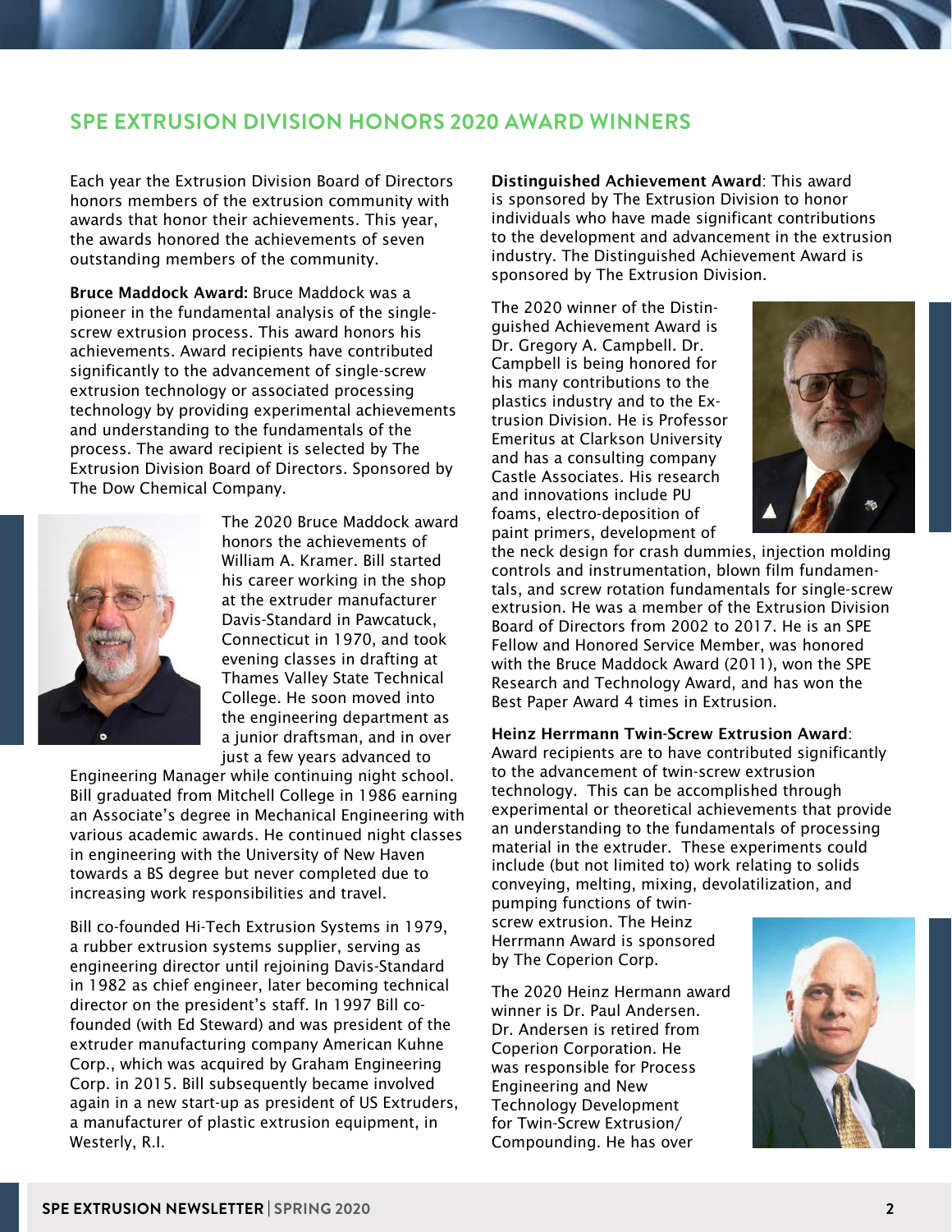## SPE EXTRUSION DIVISION HONORS 2020 AWARD WINNERS

Each year the Extrusion Division Board of Directors honors members of the extrusion community with awards that honor their achievements. This year, the awards honored the achievements of seven outstanding members of the community.

**Bruce Maddock Award:** Bruce Maddock was a pioneer in the fundamental analysis of the single-screw extrusion process. This award honors his achievements. Award recipients have contributed significantly to the advancement of single-screw extrusion technology or associated processing technology by providing experimental achievements and understanding to the fundamentals of the process. The award recipient is selected by The Extrusion Division Board of Directors. Sponsored by The Dow Chemical Company.

The 2020 Bruce Maddock award honors the achievements of William A. Kramer. Bill started his career working in the shop at the extruder manufacturer Davis-Standard in Pawcatuck, Connecticut in 1970, and took evening classes in drafting at Thames Valley State Technical College. He soon moved into the engineering department as a junior draftsman, and in over just a few years advanced to Engineering Manager while continuing night school. Bill graduated from Mitchell College in 1986 earning an Associate's degree in Mechanical Engineering with various academic awards. He continued night classes in engineering with the University of New Haven towards a BS degree but never completed due to increasing work responsibilities and travel.

Bill co-founded Hi-Tech Extrusion Systems in 1979, a rubber extrusion systems supplier, serving as engineering director until rejoining Davis-Standard in 1982 as chief engineer, later becoming technical director on the president's staff. In 1997 Bill co-founded (with Ed Steward) and was president of the extruder manufacturing company American Kuhne Corp., which was acquired by Graham Engineering Corp. in 2015. Bill subsequently became involved again in a new start-up as president of US Extruders, a manufacturer of plastic extrusion equipment, in Westerly, R.I.

**Distinguished Achievement Award**: This award is sponsored by The Extrusion Division to honor individuals who have made significant contributions to the development and advancement in the extrusion industry. The Distinguished Achievement Award is sponsored by The Extrusion Division.

The 2020 winner of the Distinguished Achievement Award is Dr. Gregory A. Campbell. Dr. Campbell is being honored for his many contributions to the plastics industry and to the Extrusion Division. He is Professor Emeritus at Clarkson University and has a consulting company Castle Associates. His research and innovations include PU foams, electro-deposition of paint primers, development of the neck design for crash dummies, injection molding controls and instrumentation, blown film fundamentals, and screw rotation fundamentals for single-screw extrusion. He was a member of the Extrusion Division Board of Directors from 2002 to 2017. He is an SPE Fellow and Honored Service Member, was honored with the Bruce Maddock Award (2011), won the SPE Research and Technology Award, and has won the Best Paper Award 4 times in Extrusion.

**Heinz Herrmann Twin-Screw Extrusion Award**: Award recipients are to have contributed significantly to the advancement of twin-screw extrusion technology. This can be accomplished through experimental or theoretical achievements that provide an understanding to the fundamentals of processing material in the extruder. These experiments could include (but not limited to) work relating to solids conveying, melting, mixing, devolatilization, and pumping functions of twin-screw extrusion. The Heinz Herrmann Award is sponsored by The Coperion Corp.

The 2020 Heinz Hermann award winner is Dr. Paul Andersen. Dr. Andersen is retired from Coperion Corporation. He was responsible for Process Engineering and New Technology Development for Twin-Screw Extrusion/Compounding. He has over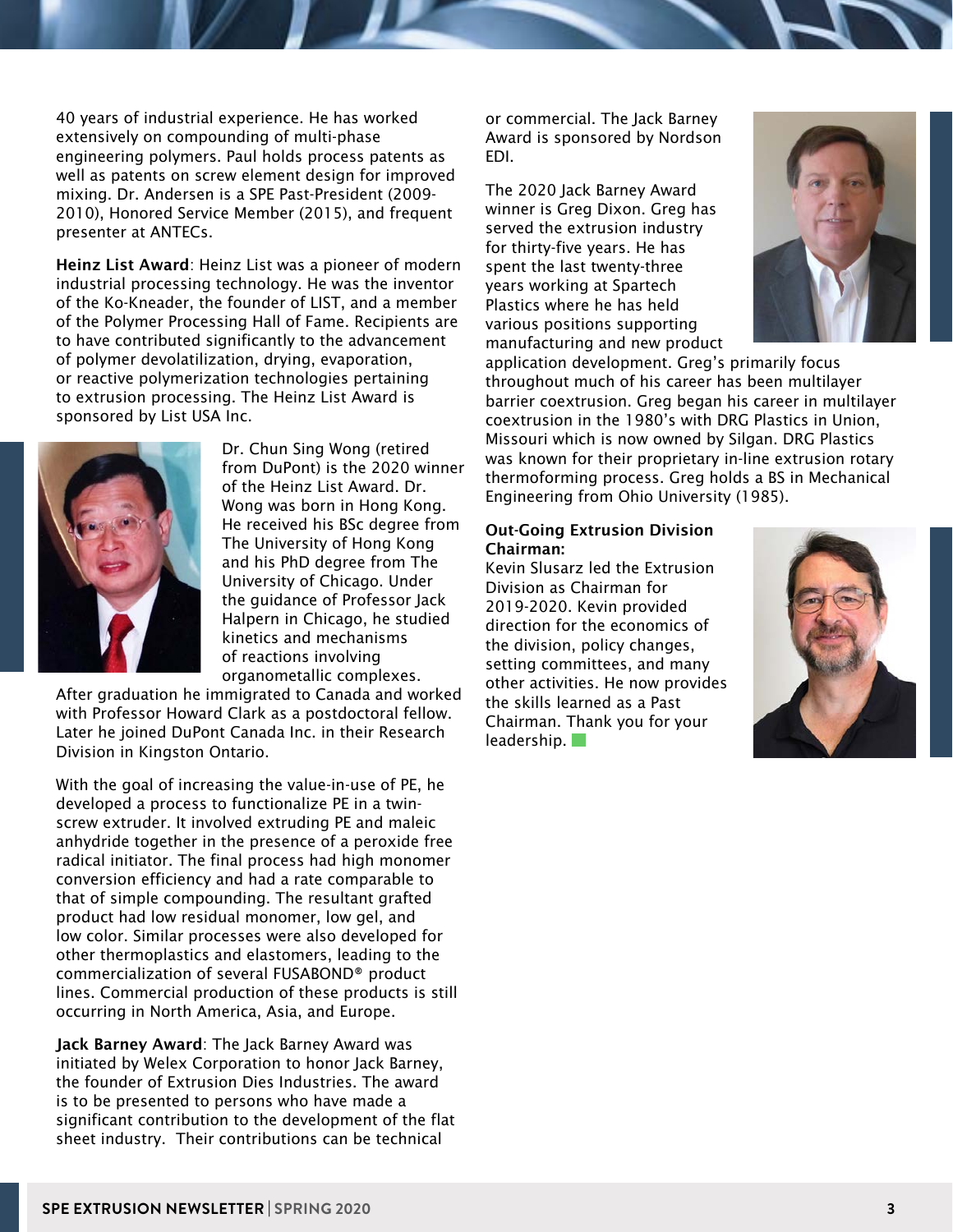40 years of industrial experience. He has worked extensively on compounding of multi-phase engineering polymers. Paul holds process patents as well as patents on screw element design for improved mixing. Dr. Andersen is a SPE Past-President (2009-2010), Honored Service Member (2015), and frequent presenter at ANTECs.

**Heinz List Award**: Heinz List was a pioneer of modern industrial processing technology. He was the inventor of the Ko-Kneader, the founder of LIST, and a member of the Polymer Processing Hall of Fame. Recipients are to have contributed significantly to the advancement of polymer devolatilization, drying, evaporation, or reactive polymerization technologies pertaining to extrusion processing. The Heinz List Award is sponsored by List USA Inc.

Dr. Chun Sing Wong (retired from DuPont) is the 2020 winner of the Heinz List Award. Dr. Wong was born in Hong Kong. He received his BSc degree from The University of Hong Kong and his PhD degree from The University of Chicago. Under the guidance of Professor Jack Halpern in Chicago, he studied kinetics and mechanisms of reactions involving organometallic complexes. After graduation he immigrated to Canada and worked with Professor Howard Clark as a postdoctoral fellow. Later he joined DuPont Canada Inc. in their Research Division in Kingston Ontario.

With the goal of increasing the value-in-use of PE, he developed a process to functionalize PE in a twin-screw extruder. It involved extruding PE and maleic anhydride together in the presence of a peroxide free radical initiator. The final process had high monomer conversion efficiency and had a rate comparable to that of simple compounding. The resultant grafted product had low residual monomer, low gel, and low color. Similar processes were also developed for other thermoplastics and elastomers, leading to the commercialization of several FUSABOND® product lines. Commercial production of these products is still occurring in North America, Asia, and Europe.

**Jack Barney Award**: The Jack Barney Award was initiated by Welex Corporation to honor Jack Barney, the founder of Extrusion Dies Industries. The award is to be presented to persons who have made a significant contribution to the development of the flat sheet industry. Their contributions can be technical or commercial. The Jack Barney Award is sponsored by Nordson EDI.

The 2020 Jack Barney Award winner is Greg Dixon. Greg has served the extrusion industry for thirty-five years. He has spent the last twenty-three years working at Spartech Plastics where he has held various positions supporting manufacturing and new product application development. Greg's primarily focus throughout much of his career has been multilayer barrier coextrusion. Greg began his career in multilayer coextrusion in the 1980's with DRG Plastics in Union, Missouri which is now owned by Silgan. DRG Plastics was known for their proprietary in-line extrusion rotary thermoforming process. Greg holds a BS in Mechanical Engineering from Ohio University (1985).

**Out-Going Extrusion Division Chairman:**

Kevin Slusarz led the Extrusion Division as Chairman for 2019-2020. Kevin provided direction for the economics of the division, policy changes, setting committees, and many other activities. He now provides the skills learned as a Past Chairman. Thank you for your leadership.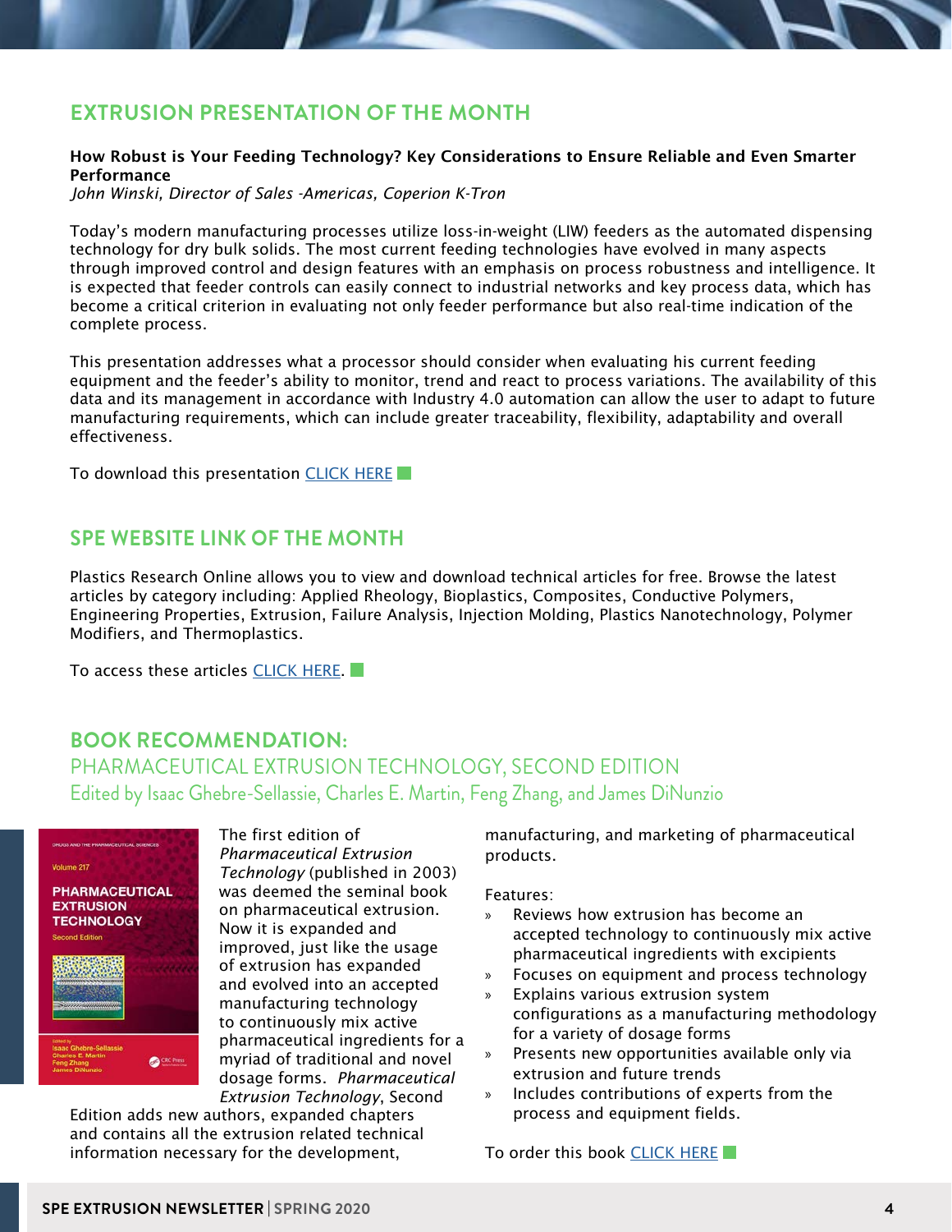## EXTRUSION PRESENTATION OF THE MONTH

**How Robust is Your Feeding Technology? Key Considerations to Ensure Reliable and Even Smarter Performance**
*John Winski, Director of Sales -Americas, Coperion K-Tron*

Today's modern manufacturing processes utilize loss-in-weight (LIW) feeders as the automated dispensing technology for dry bulk solids. The most current feeding technologies have evolved in many aspects through improved control and design features with an emphasis on process robustness and intelligence. It is expected that feeder controls can easily connect to industrial networks and key process data, which has become a critical criterion in evaluating not only feeder performance but also real-time indication of the complete process.

This presentation addresses what a processor should consider when evaluating his current feeding equipment and the feeder's ability to monitor, trend and react to process variations. The availability of this data and its management in accordance with Industry 4.0 automation can allow the user to adapt to future manufacturing requirements, which can include greater traceability, flexibility, adaptability and overall effectiveness.

To download this presentation CLICK HERE

## SPE WEBSITE LINK OF THE MONTH

Plastics Research Online allows you to view and download technical articles for free. Browse the latest articles by category including: Applied Rheology, Bioplastics, Composites, Conductive Polymers, Engineering Properties, Extrusion, Failure Analysis, Injection Molding, Plastics Nanotechnology, Polymer Modifiers, and Thermoplastics.

To access these articles CLICK HERE.

## BOOK RECOMMENDATION:

### PHARMACEUTICAL EXTRUSION TECHNOLOGY, SECOND EDITION

Edited by Isaac Ghebre-Sellassie, Charles E. Martin, Feng Zhang, and James DiNunzio

The first edition of *Pharmaceutical Extrusion Technology* (published in 2003) was deemed the seminal book on pharmaceutical extrusion. Now it is expanded and improved, just like the usage of extrusion has expanded and evolved into an accepted manufacturing technology to continuously mix active pharmaceutical ingredients for a myriad of traditional and novel dosage forms. *Pharmaceutical Extrusion Technology*, Second Edition adds new authors, expanded chapters and contains all the extrusion related technical information necessary for the development, manufacturing, and marketing of pharmaceutical products.

Features:

- Reviews how extrusion has become an accepted technology to continuously mix active pharmaceutical ingredients with excipients
- Focuses on equipment and process technology
- Explains various extrusion system configurations as a manufacturing methodology for a variety of dosage forms
- Presents new opportunities available only via extrusion and future trends
- Includes contributions of experts from the process and equipment fields.

To order this book CLICK HERE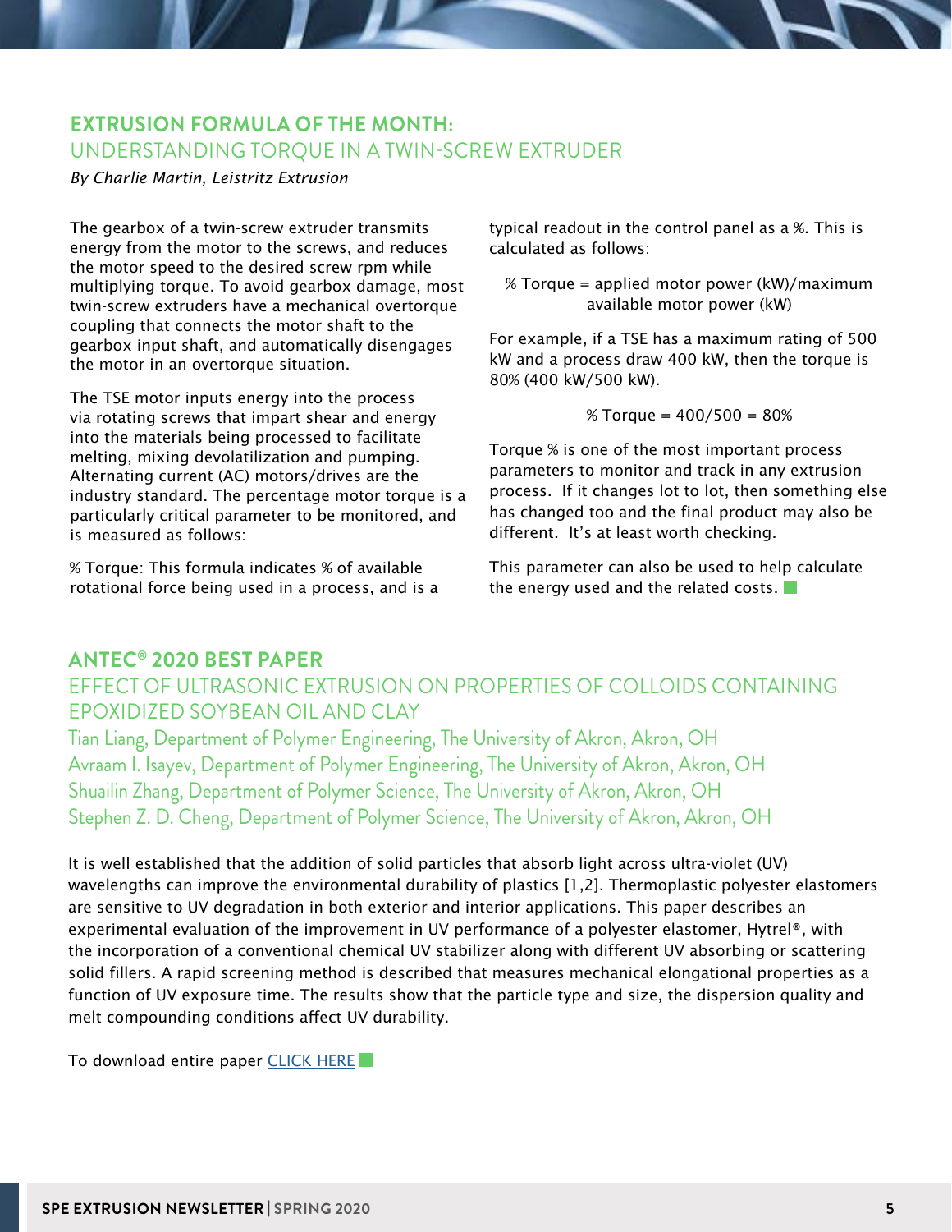## EXTRUSION FORMULA OF THE MONTH:
## UNDERSTANDING TORQUE IN A TWIN-SCREW EXTRUDER

*By Charlie Martin, Leistritz Extrusion*

The gearbox of a twin-screw extruder transmits energy from the motor to the screws, and reduces the motor speed to the desired screw rpm while multiplying torque. To avoid gearbox damage, most twin-screw extruders have a mechanical overtorque coupling that connects the motor shaft to the gearbox input shaft, and automatically disengages the motor in an overtorque situation.

The TSE motor inputs energy into the process via rotating screws that impart shear and energy into the materials being processed to facilitate melting, mixing devolatilization and pumping. Alternating current (AC) motors/drives are the industry standard. The percentage motor torque is a particularly critical parameter to be monitored, and is measured as follows:

% Torque: This formula indicates % of available rotational force being used in a process, and is a typical readout in the control panel as a %. This is calculated as follows:

% Torque = applied motor power (kW)/maximum available motor power (kW)

For example, if a TSE has a maximum rating of 500 kW and a process draw 400 kW, then the torque is 80% (400 kW/500 kW).

$$\% \text{ Torque} = 400/500 = 80\%$$

Torque % is one of the most important process parameters to monitor and track in any extrusion process. If it changes lot to lot, then something else has changed too and the final product may also be different. It's at least worth checking.

This parameter can also be used to help calculate the energy used and the related costs.

## ANTEC® 2020 BEST PAPER
## EFFECT OF ULTRASONIC EXTRUSION ON PROPERTIES OF COLLOIDS CONTAINING EPOXIDIZED SOYBEAN OIL AND CLAY

Tian Liang, Department of Polymer Engineering, The University of Akron, Akron, OH
Avraam I. Isayev, Department of Polymer Engineering, The University of Akron, Akron, OH
Shuailin Zhang, Department of Polymer Science, The University of Akron, Akron, OH
Stephen Z. D. Cheng, Department of Polymer Science, The University of Akron, Akron, OH

It is well established that the addition of solid particles that absorb light across ultra-violet (UV) wavelengths can improve the environmental durability of plastics [1,2]. Thermoplastic polyester elastomers are sensitive to UV degradation in both exterior and interior applications. This paper describes an experimental evaluation of the improvement in UV performance of a polyester elastomer, Hytrel®, with the incorporation of a conventional chemical UV stabilizer along with different UV absorbing or scattering solid fillers. A rapid screening method is described that measures mechanical elongational properties as a function of UV exposure time. The results show that the particle type and size, the dispersion quality and melt compounding conditions affect UV durability.

To download entire paper CLICK HERE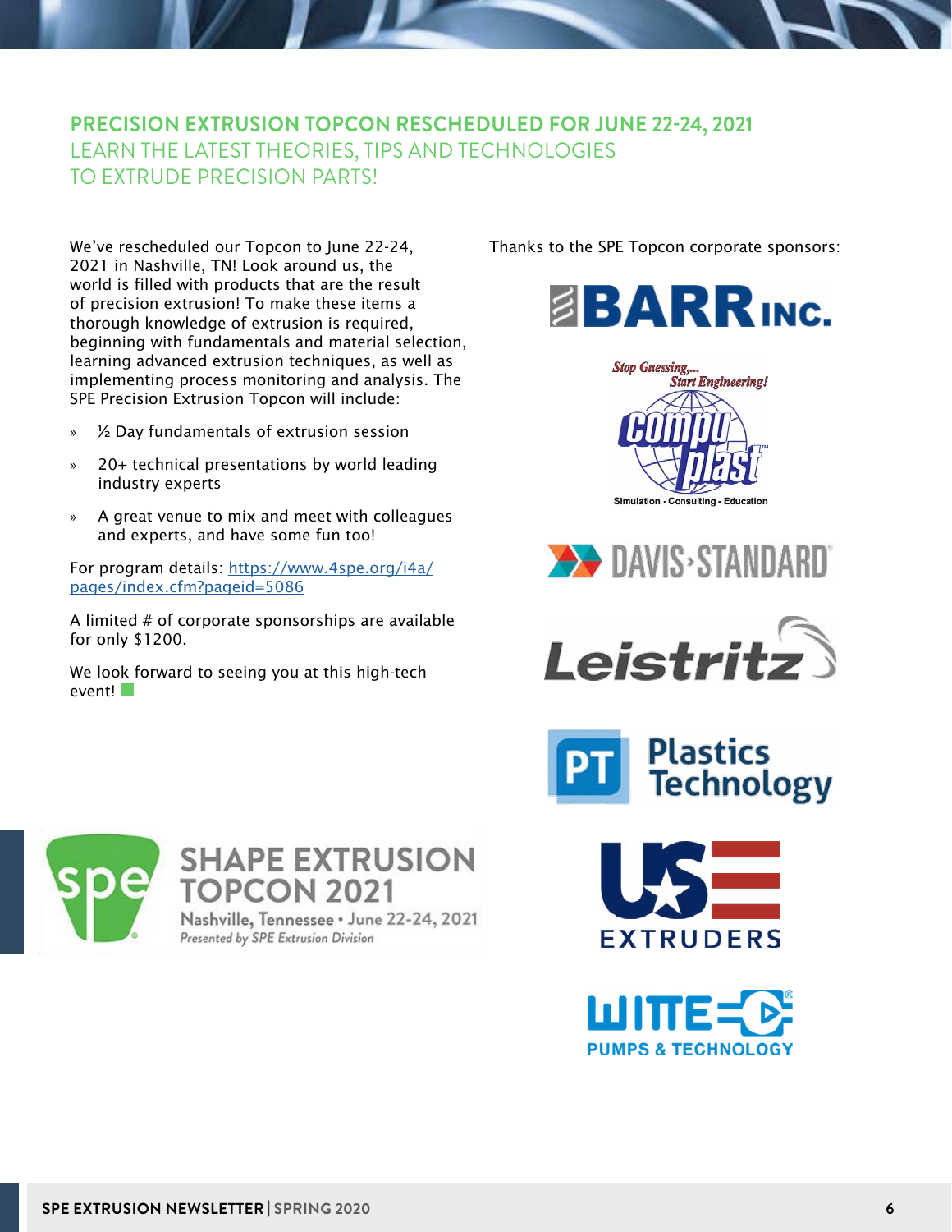## PRECISION EXTRUSION TOPCON RESCHEDULED FOR JUNE 22-24, 2021

### LEARN THE LATEST THEORIES, TIPS AND TECHNOLOGIES TO EXTRUDE PRECISION PARTS!

We've rescheduled our Topcon to June 22-24, 2021 in Nashville, TN! Look around us, the world is filled with products that are the result of precision extrusion! To make these items a thorough knowledge of extrusion is required, beginning with fundamentals and material selection, learning advanced extrusion techniques, as well as implementing process monitoring and analysis. The SPE Precision Extrusion Topcon will include:

- ½ Day fundamentals of extrusion session
- 20+ technical presentations by world leading industry experts
- A great venue to mix and meet with colleagues and experts, and have some fun too!

For program details: https://www.4spe.org/i4a/pages/index.cfm?pageid=5086

A limited # of corporate sponsorships are available for only $1200.

We look forward to seeing you at this high-tech event!

Thanks to the SPE Topcon corporate sponsors:

BARR INC.

Stop Guessing,... Start Engineering! Compuplast — Simulation · Consulting · Education

DAVIS-STANDARD

Leistritz

PT Plastics Technology

US EXTRUDERS

WITTE PUMPS & TECHNOLOGY

SHAPE EXTRUSION TOPCON 2021

Nashville, Tennessee • June 22-24, 2021

*Presented by SPE Extrusion Division*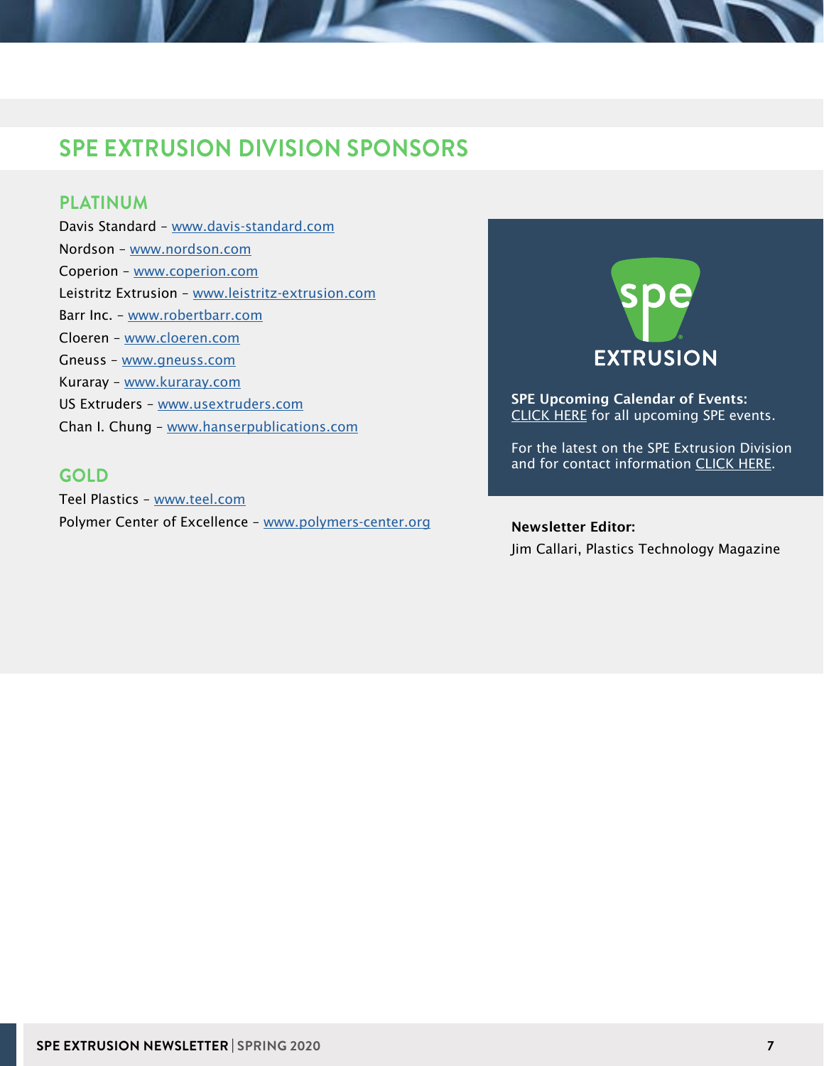## SPE EXTRUSION DIVISION SPONSORS

### PLATINUM

Davis Standard – www.davis-standard.com

Nordson – www.nordson.com

Coperion – www.coperion.com

Leistritz Extrusion – www.leistritz-extrusion.com

Barr Inc. – www.robertbarr.com

Cloeren – www.cloeren.com

Gneuss – www.gneuss.com

Kuraray – www.kuraray.com

US Extruders – www.usextruders.com

Chan I. Chung – www.hanserpublications.com

### GOLD

Teel Plastics – www.teel.com

Polymer Center of Excellence – www.polymers-center.org

spe EXTRUSION

**SPE Upcoming Calendar of Events:**
CLICK HERE for all upcoming SPE events.

For the latest on the SPE Extrusion Division and for contact information CLICK HERE.

**Newsletter Editor:**

Jim Callari, Plastics Technology Magazine